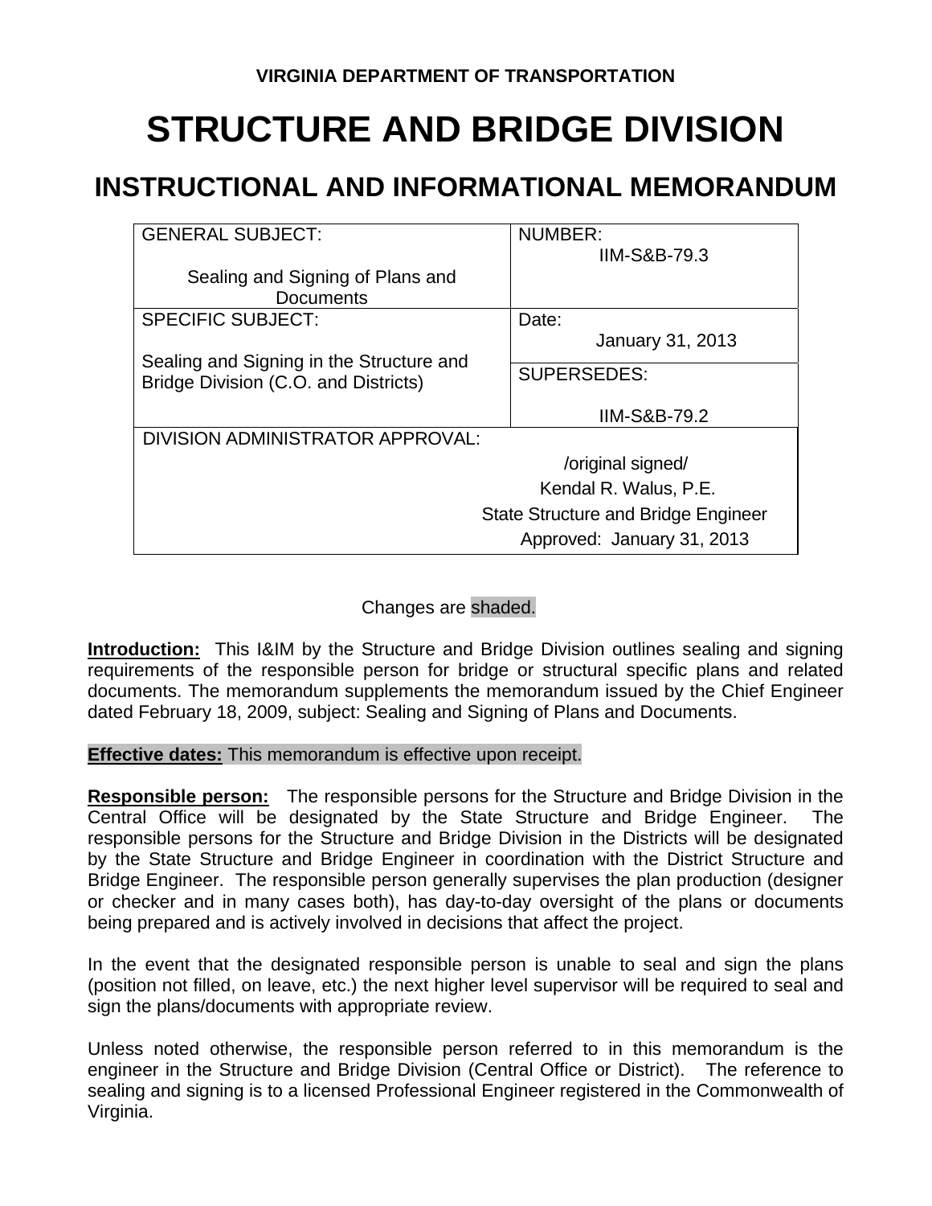**VIRGINIA DEPARTMENT OF TRANSPORTATION**

# STRUCTURE AND BRIDGE DIVISION

## INSTRUCTIONAL AND INFORMATIONAL MEMORANDUM

| GENERAL SUBJECT: Sealing and Signing of Plans and Documents | NUMBER: IIM-S&B-79.3 |
|---|---|
| SPECIFIC SUBJECT: Sealing and Signing in the Structure and Bridge Division (C.O. and Districts) | Date: January 31, 2013 |
| | SUPERSEDES: IIM-S&B-79.2 |
| DIVISION ADMINISTRATOR APPROVAL: /original signed/ Kendal R. Walus, P.E. State Structure and Bridge Engineer Approved: January 31, 2013 | |

Changes are shaded.

**Introduction:** This I&IM by the Structure and Bridge Division outlines sealing and signing requirements of the responsible person for bridge or structural specific plans and related documents. The memorandum supplements the memorandum issued by the Chief Engineer dated February 18, 2009, subject: Sealing and Signing of Plans and Documents.

**Effective dates:** This memorandum is effective upon receipt.

**Responsible person:** The responsible persons for the Structure and Bridge Division in the Central Office will be designated by the State Structure and Bridge Engineer. The responsible persons for the Structure and Bridge Division in the Districts will be designated by the State Structure and Bridge Engineer in coordination with the District Structure and Bridge Engineer. The responsible person generally supervises the plan production (designer or checker and in many cases both), has day-to-day oversight of the plans or documents being prepared and is actively involved in decisions that affect the project.

In the event that the designated responsible person is unable to seal and sign the plans (position not filled, on leave, etc.) the next higher level supervisor will be required to seal and sign the plans/documents with appropriate review.

Unless noted otherwise, the responsible person referred to in this memorandum is the engineer in the Structure and Bridge Division (Central Office or District). The reference to sealing and signing is to a licensed Professional Engineer registered in the Commonwealth of Virginia.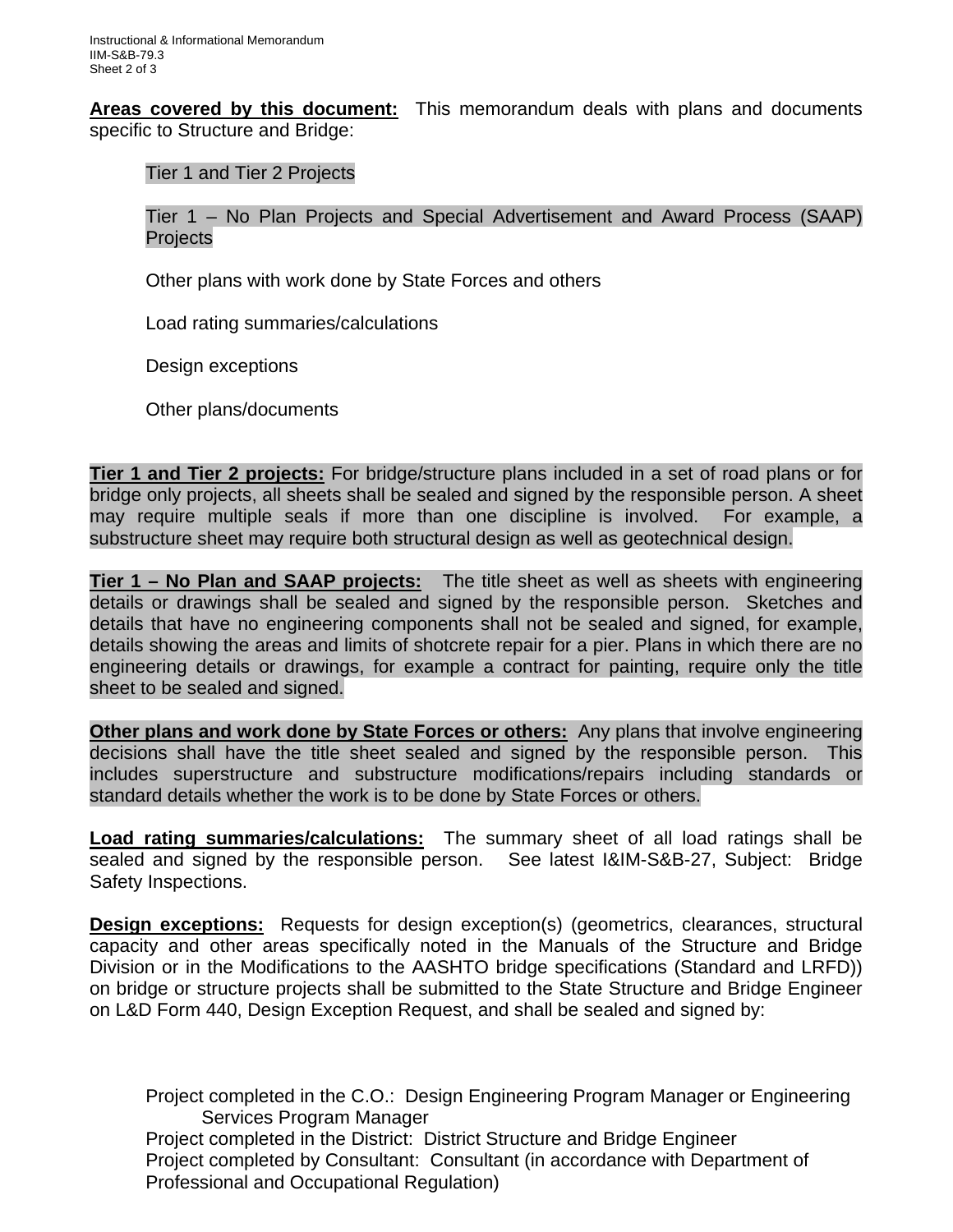**Areas covered by this document:** This memorandum deals with plans and documents specific to Structure and Bridge:

Tier 1 and Tier 2 Projects

Tier 1 – No Plan Projects and Special Advertisement and Award Process (SAAP) Projects

Other plans with work done by State Forces and others

Load rating summaries/calculations

Design exceptions

Other plans/documents

**Tier 1 and Tier 2 projects:** For bridge/structure plans included in a set of road plans or for bridge only projects, all sheets shall be sealed and signed by the responsible person. A sheet may require multiple seals if more than one discipline is involved. For example, a substructure sheet may require both structural design as well as geotechnical design.

**Tier 1 – No Plan and SAAP projects:** The title sheet as well as sheets with engineering details or drawings shall be sealed and signed by the responsible person. Sketches and details that have no engineering components shall not be sealed and signed, for example, details showing the areas and limits of shotcrete repair for a pier. Plans in which there are no engineering details or drawings, for example a contract for painting, require only the title sheet to be sealed and signed.

**Other plans and work done by State Forces or others:** Any plans that involve engineering decisions shall have the title sheet sealed and signed by the responsible person. This includes superstructure and substructure modifications/repairs including standards or standard details whether the work is to be done by State Forces or others.

**Load rating summaries/calculations:** The summary sheet of all load ratings shall be sealed and signed by the responsible person. See latest I&IM-S&B-27, Subject: Bridge Safety Inspections.

**Design exceptions:** Requests for design exception(s) (geometrics, clearances, structural capacity and other areas specifically noted in the Manuals of the Structure and Bridge Division or in the Modifications to the AASHTO bridge specifications (Standard and LRFD)) on bridge or structure projects shall be submitted to the State Structure and Bridge Engineer on L&D Form 440, Design Exception Request, and shall be sealed and signed by:

Project completed in the C.O.: Design Engineering Program Manager or Engineering Services Program Manager
Project completed in the District: District Structure and Bridge Engineer
Project completed by Consultant: Consultant (in accordance with Department of Professional and Occupational Regulation)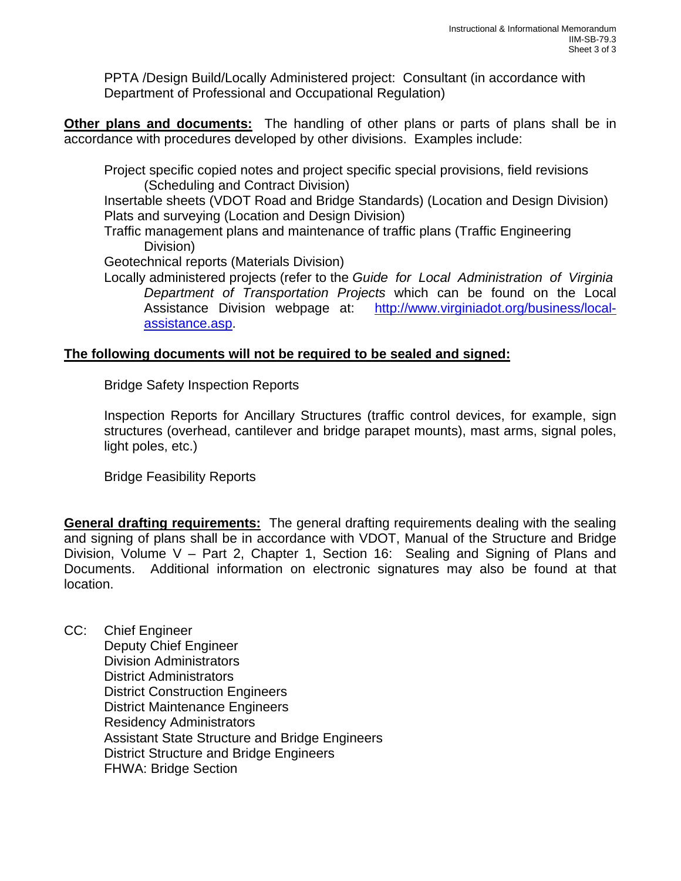PPTA /Design Build/Locally Administered project: Consultant (in accordance with Department of Professional and Occupational Regulation)

**Other plans and documents:** The handling of other plans or parts of plans shall be in accordance with procedures developed by other divisions. Examples include:

Project specific copied notes and project specific special provisions, field revisions (Scheduling and Contract Division)
Insertable sheets (VDOT Road and Bridge Standards) (Location and Design Division)
Plats and surveying (Location and Design Division)
Traffic management plans and maintenance of traffic plans (Traffic Engineering Division)
Geotechnical reports (Materials Division)
Locally administered projects (refer to the *Guide for Local Administration of Virginia Department of Transportation Projects* which can be found on the Local Assistance Division webpage at: http://www.virginiadot.org/business/local-assistance.asp.

**The following documents will not be required to be sealed and signed:**

Bridge Safety Inspection Reports

Inspection Reports for Ancillary Structures (traffic control devices, for example, sign structures (overhead, cantilever and bridge parapet mounts), mast arms, signal poles, light poles, etc.)

Bridge Feasibility Reports

**General drafting requirements:** The general drafting requirements dealing with the sealing and signing of plans shall be in accordance with VDOT, Manual of the Structure and Bridge Division, Volume V – Part 2, Chapter 1, Section 16: Sealing and Signing of Plans and Documents. Additional information on electronic signatures may also be found at that location.

CC: Chief Engineer
Deputy Chief Engineer
Division Administrators
District Administrators
District Construction Engineers
District Maintenance Engineers
Residency Administrators
Assistant State Structure and Bridge Engineers
District Structure and Bridge Engineers
FHWA: Bridge Section